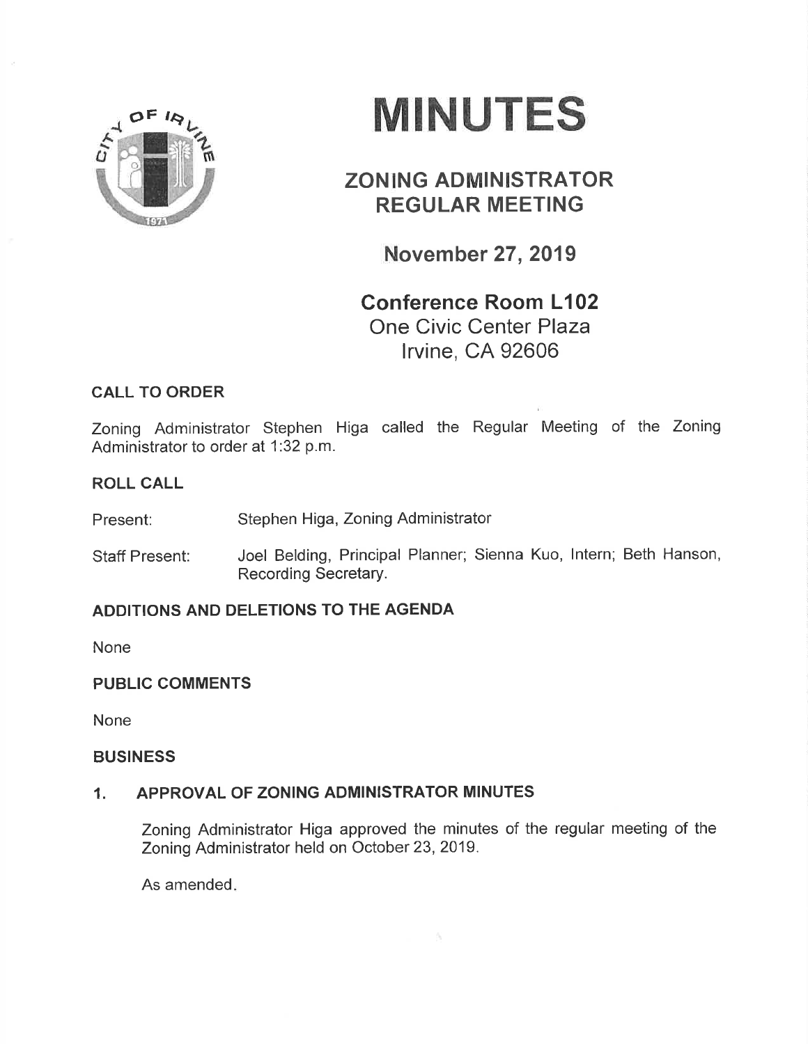# MINUTES

## ZONING ADMINISTRATOR REGULAR MEETING

### November 27, 2019

### Conference Room L102

One Civic Center Plaza
Irvine, CA 92606

**CALL TO ORDER**

Zoning Administrator Stephen Higa called the Regular Meeting of the Zoning Administrator to order at 1:32 p.m.

**ROLL CALL**

Present: Stephen Higa, Zoning Administrator

Staff Present: Joel Belding, Principal Planner; Sienna Kuo, Intern; Beth Hanson, Recording Secretary.

**ADDITIONS AND DELETIONS TO THE AGENDA**

None

**PUBLIC COMMENTS**

None

**BUSINESS**

**1. APPROVAL OF ZONING ADMINISTRATOR MINUTES**

Zoning Administrator Higa approved the minutes of the regular meeting of the Zoning Administrator held on October 23, 2019.

As amended.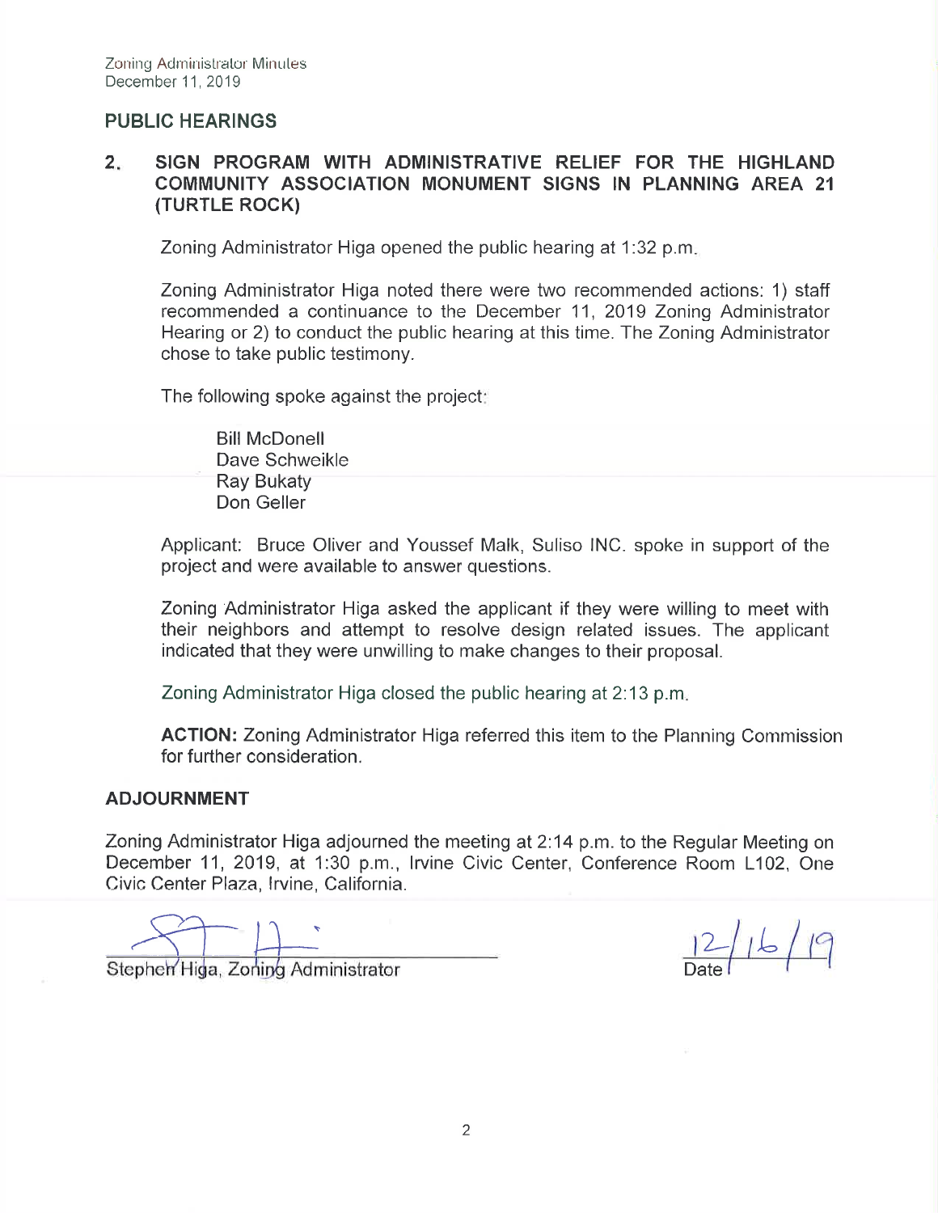## PUBLIC HEARINGS

### 2. SIGN PROGRAM WITH ADMINISTRATIVE RELIEF FOR THE HIGHLAND COMMUNITY ASSOCIATION MONUMENT SIGNS IN PLANNING AREA 21 (TURTLE ROCK)

Zoning Administrator Higa opened the public hearing at 1:32 p.m.

Zoning Administrator Higa noted there were two recommended actions: 1) staff recommended a continuance to the December 11, 2019 Zoning Administrator Hearing or 2) to conduct the public hearing at this time. The Zoning Administrator chose to take public testimony.

The following spoke against the project:

Bill McDonell
Dave Schweikle
Ray Bukaty
Don Geller

Applicant: Bruce Oliver and Youssef Malk, Suliso INC. spoke in support of the project and were available to answer questions.

Zoning Administrator Higa asked the applicant if they were willing to meet with their neighbors and attempt to resolve design related issues. The applicant indicated that they were unwilling to make changes to their proposal.

Zoning Administrator Higa closed the public hearing at 2:13 p.m.

**ACTION:** Zoning Administrator Higa referred this item to the Planning Commission for further consideration.

## ADJOURNMENT

Zoning Administrator Higa adjourned the meeting at 2:14 p.m. to the Regular Meeting on December 11, 2019, at 1:30 p.m., Irvine Civic Center, Conference Room L102, One Civic Center Plaza, Irvine, California.

Stephen Higa, Zoning Administrator

Date 12/16/19